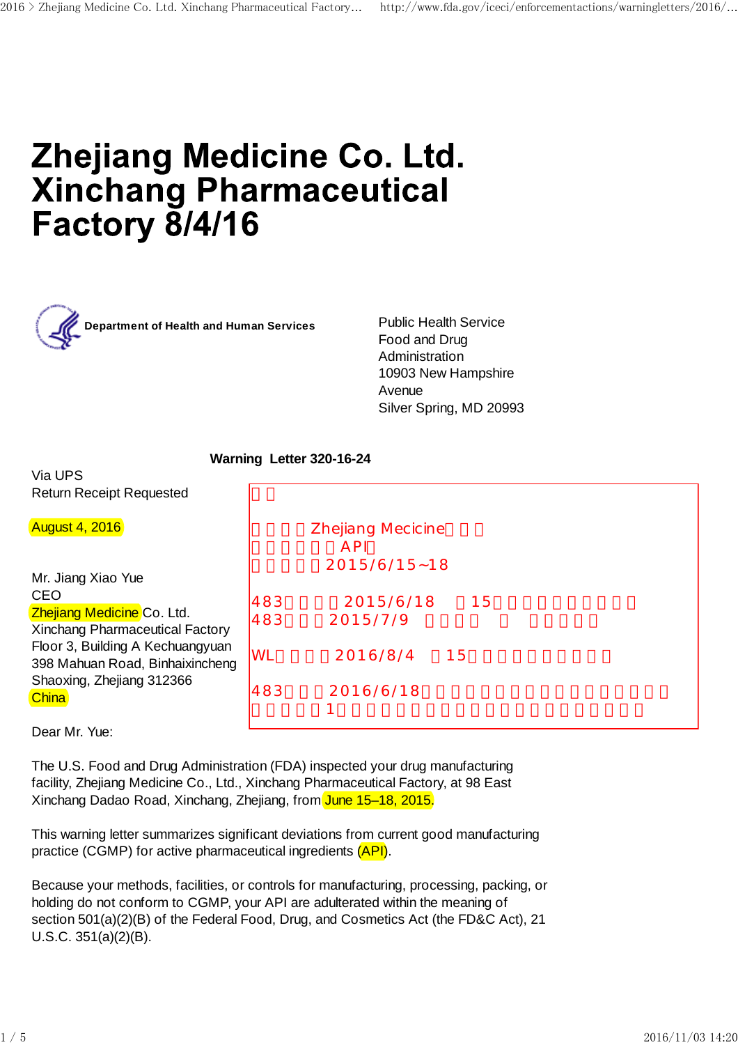# Zhejiang Medicine Co. Ltd. Xinchang Pharmaceutical Factory 8/4/16

**Department of Health and Human Services**

Public Health Service
Food and Drug Administration
10903 New Hampshire Avenue
Silver Spring, MD 20993

**Warning Letter 320-16-24**

Via UPS
Return Receipt Requested

August 4, 2016

Mr. Jiang Xiao Yue
CEO
Zhejiang Medicine Co. Ltd.
Xinchang Pharmaceutical Factory
Floor 3, Building A Kechuangyuan
398 Mahuan Road, Binhaixincheng
Shaoxing, Zhejiang 312366
China

> □□
>
> □□□□Zhejiang Mecicine□□□
> □□□□□□API□
> □□□□□2015/6/15~18
>
> 483□□□□2015/6/18 □15□□□□□□□□□□□
> 483□□□2015/7/9 □□□□ □ □□□□□
>
> WL□□□□2016/8/4 □15□□□□□□□□□□□
>
> 483□□□2016/6/18□□□□□□□□□□□□□□□□□□□
> □□□□□1□□□□□□□□□□□□□□□□□□□□□□□

Dear Mr. Yue:

The U.S. Food and Drug Administration (FDA) inspected your drug manufacturing facility, Zhejiang Medicine Co., Ltd., Xinchang Pharmaceutical Factory, at 98 East Xinchang Dadao Road, Xinchang, Zhejiang, from June 15–18, 2015.

This warning letter summarizes significant deviations from current good manufacturing practice (CGMP) for active pharmaceutical ingredients (API).

Because your methods, facilities, or controls for manufacturing, processing, packing, or holding do not conform to CGMP, your API are adulterated within the meaning of section 501(a)(2)(B) of the Federal Food, Drug, and Cosmetics Act (the FD&C Act), 21 U.S.C. 351(a)(2)(B).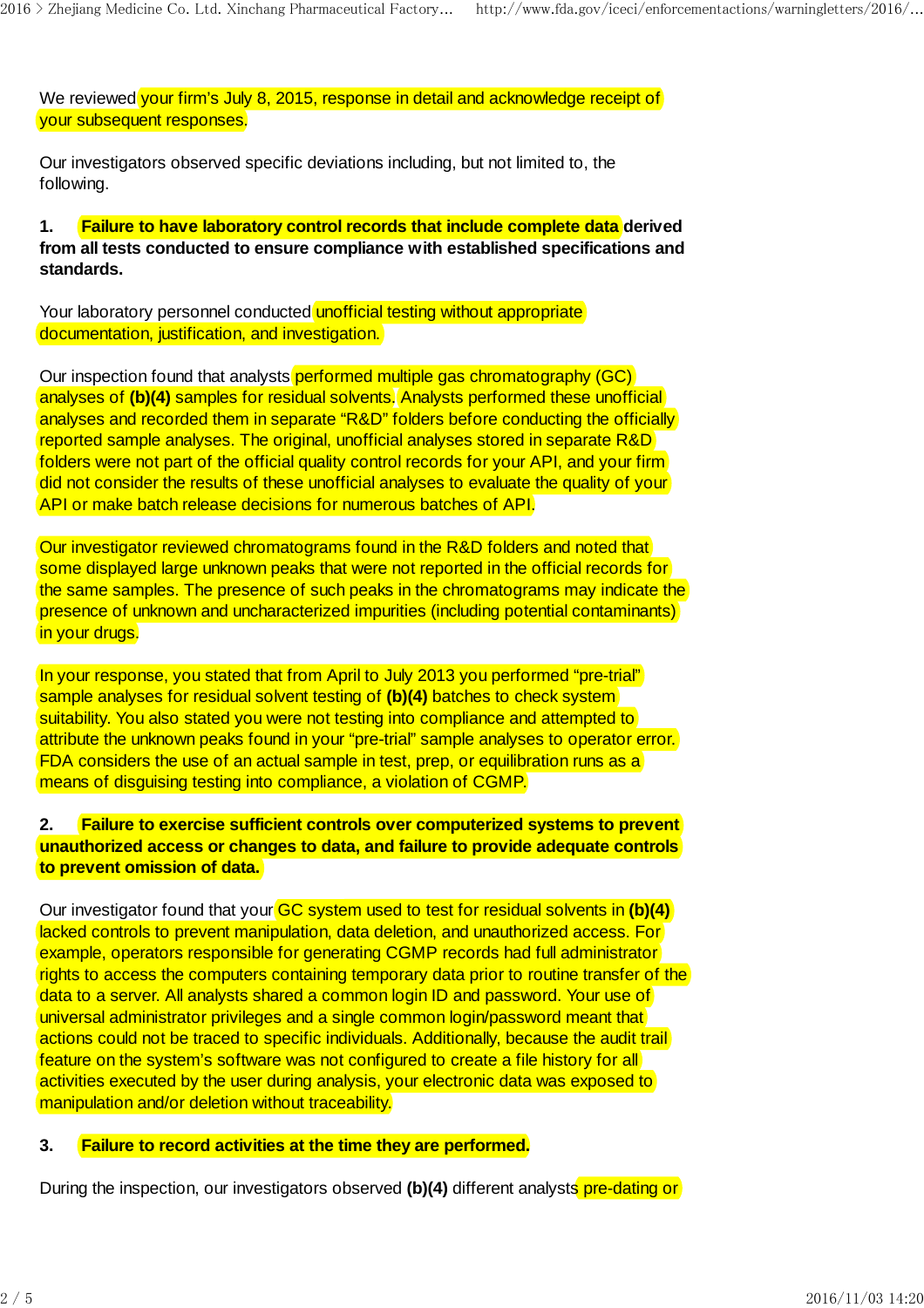We reviewed your firm's July 8, 2015, response in detail and acknowledge receipt of your subsequent responses.

Our investigators observed specific deviations including, but not limited to, the following.

**1. Failure to have laboratory control records that include complete data derived from all tests conducted to ensure compliance with established specifications and standards.**

Your laboratory personnel conducted unofficial testing without appropriate documentation, justification, and investigation.

Our inspection found that analysts performed multiple gas chromatography (GC) analyses of **(b)(4)** samples for residual solvents. Analysts performed these unofficial analyses and recorded them in separate "R&D" folders before conducting the officially reported sample analyses. The original, unofficial analyses stored in separate R&D folders were not part of the official quality control records for your API, and your firm did not consider the results of these unofficial analyses to evaluate the quality of your API or make batch release decisions for numerous batches of API.

Our investigator reviewed chromatograms found in the R&D folders and noted that some displayed large unknown peaks that were not reported in the official records for the same samples. The presence of such peaks in the chromatograms may indicate the presence of unknown and uncharacterized impurities (including potential contaminants) in your drugs.

In your response, you stated that from April to July 2013 you performed "pre-trial" sample analyses for residual solvent testing of **(b)(4)** batches to check system suitability. You also stated you were not testing into compliance and attempted to attribute the unknown peaks found in your "pre-trial" sample analyses to operator error. FDA considers the use of an actual sample in test, prep, or equilibration runs as a means of disguising testing into compliance, a violation of CGMP.

**2. Failure to exercise sufficient controls over computerized systems to prevent unauthorized access or changes to data, and failure to provide adequate controls to prevent omission of data.**

Our investigator found that your GC system used to test for residual solvents in **(b)(4)** lacked controls to prevent manipulation, data deletion, and unauthorized access. For example, operators responsible for generating CGMP records had full administrator rights to access the computers containing temporary data prior to routine transfer of the data to a server. All analysts shared a common login ID and password. Your use of universal administrator privileges and a single common login/password meant that actions could not be traced to specific individuals. Additionally, because the audit trail feature on the system's software was not configured to create a file history for all activities executed by the user during analysis, your electronic data was exposed to manipulation and/or deletion without traceability.

**3. Failure to record activities at the time they are performed.**

During the inspection, our investigators observed **(b)(4)** different analysts pre-dating or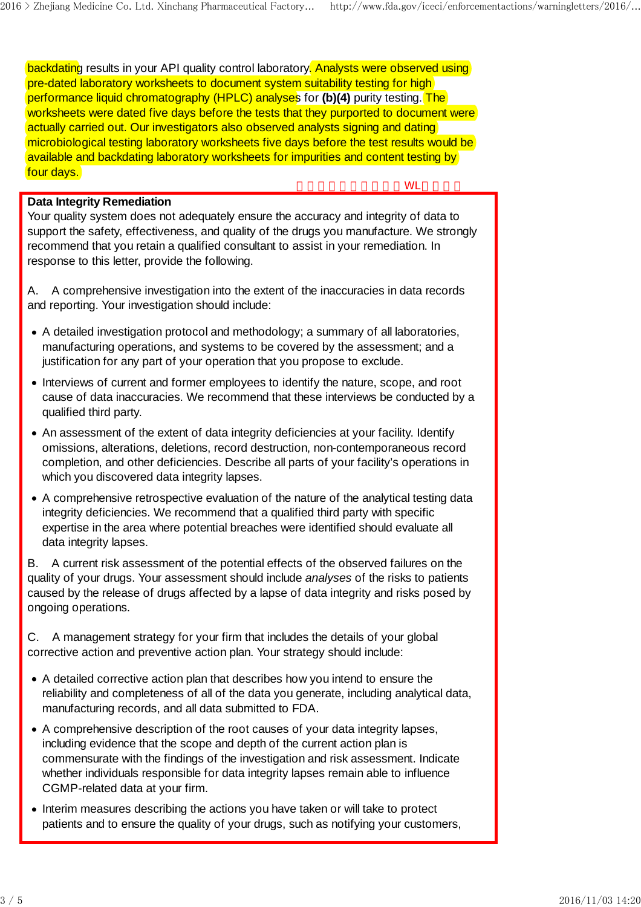backdating results in your API quality control laboratory. Analysts were observed using pre-dated laboratory worksheets to document system suitability testing for high performance liquid chromatography (HPLC) analyses for **(b)(4)** purity testing. The worksheets were dated five days before the tests that they purported to document were actually carried out. Our investigators also observed analysts signing and dating microbiological testing laboratory worksheets five days before the test results would be available and backdating laboratory worksheets for impurities and content testing by four days.

**Data Integrity Remediation**

Your quality system does not adequately ensure the accuracy and integrity of data to support the safety, effectiveness, and quality of the drugs you manufacture. We strongly recommend that you retain a qualified consultant to assist in your remediation. In response to this letter, provide the following.

A. A comprehensive investigation into the extent of the inaccuracies in data records and reporting. Your investigation should include:

- A detailed investigation protocol and methodology; a summary of all laboratories, manufacturing operations, and systems to be covered by the assessment; and a justification for any part of your operation that you propose to exclude.
- Interviews of current and former employees to identify the nature, scope, and root cause of data inaccuracies. We recommend that these interviews be conducted by a qualified third party.
- An assessment of the extent of data integrity deficiencies at your facility. Identify omissions, alterations, deletions, record destruction, non-contemporaneous record completion, and other deficiencies. Describe all parts of your facility's operations in which you discovered data integrity lapses.
- A comprehensive retrospective evaluation of the nature of the analytical testing data integrity deficiencies. We recommend that a qualified third party with specific expertise in the area where potential breaches were identified should evaluate all data integrity lapses.

B. A current risk assessment of the potential effects of the observed failures on the quality of your drugs. Your assessment should include *analyses* of the risks to patients caused by the release of drugs affected by a lapse of data integrity and risks posed by ongoing operations.

C. A management strategy for your firm that includes the details of your global corrective action and preventive action plan. Your strategy should include:

- A detailed corrective action plan that describes how you intend to ensure the reliability and completeness of all of the data you generate, including analytical data, manufacturing records, and all data submitted to FDA.
- A comprehensive description of the root causes of your data integrity lapses, including evidence that the scope and depth of the current action plan is commensurate with the findings of the investigation and risk assessment. Indicate whether individuals responsible for data integrity lapses remain able to influence CGMP-related data at your firm.
- Interim measures describing the actions you have taken or will take to protect patients and to ensure the quality of your drugs, such as notifying your customers,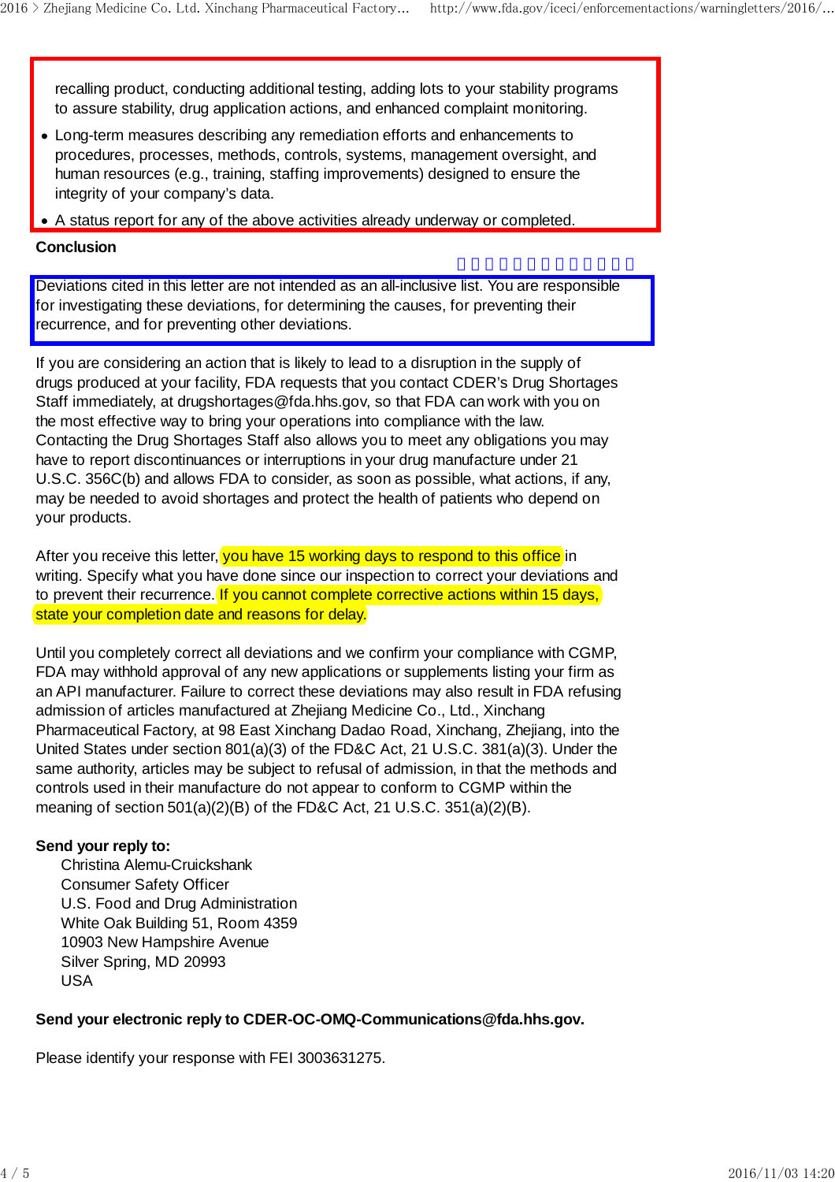recalling product, conducting additional testing, adding lots to your stability programs to assure stability, drug application actions, and enhanced complaint monitoring.

- Long-term measures describing any remediation efforts and enhancements to procedures, processes, methods, controls, systems, management oversight, and human resources (e.g., training, staffing improvements) designed to ensure the integrity of your company's data.
- A status report for any of the above activities already underway or completed.

**Conclusion**

Deviations cited in this letter are not intended as an all-inclusive list. You are responsible for investigating these deviations, for determining the causes, for preventing their recurrence, and for preventing other deviations.

If you are considering an action that is likely to lead to a disruption in the supply of drugs produced at your facility, FDA requests that you contact CDER's Drug Shortages Staff immediately, at drugshortages@fda.hhs.gov, so that FDA can work with you on the most effective way to bring your operations into compliance with the law. Contacting the Drug Shortages Staff also allows you to meet any obligations you may have to report discontinuances or interruptions in your drug manufacture under 21 U.S.C. 356C(b) and allows FDA to consider, as soon as possible, what actions, if any, may be needed to avoid shortages and protect the health of patients who depend on your products.

After you receive this letter, you have 15 working days to respond to this office in writing. Specify what you have done since our inspection to correct your deviations and to prevent their recurrence. If you cannot complete corrective actions within 15 days, state your completion date and reasons for delay.

Until you completely correct all deviations and we confirm your compliance with CGMP, FDA may withhold approval of any new applications or supplements listing your firm as an API manufacturer. Failure to correct these deviations may also result in FDA refusing admission of articles manufactured at Zhejiang Medicine Co., Ltd., Xinchang Pharmaceutical Factory, at 98 East Xinchang Dadao Road, Xinchang, Zhejiang, into the United States under section 801(a)(3) of the FD&C Act, 21 U.S.C. 381(a)(3). Under the same authority, articles may be subject to refusal of admission, in that the methods and controls used in their manufacture do not appear to conform to CGMP within the meaning of section 501(a)(2)(B) of the FD&C Act, 21 U.S.C. 351(a)(2)(B).

**Send your reply to:**

Christina Alemu-Cruickshank
Consumer Safety Officer
U.S. Food and Drug Administration
White Oak Building 51, Room 4359
10903 New Hampshire Avenue
Silver Spring, MD 20993
USA

**Send your electronic reply to CDER-OC-OMQ-Communications@fda.hhs.gov.**

Please identify your response with FEI 3003631275.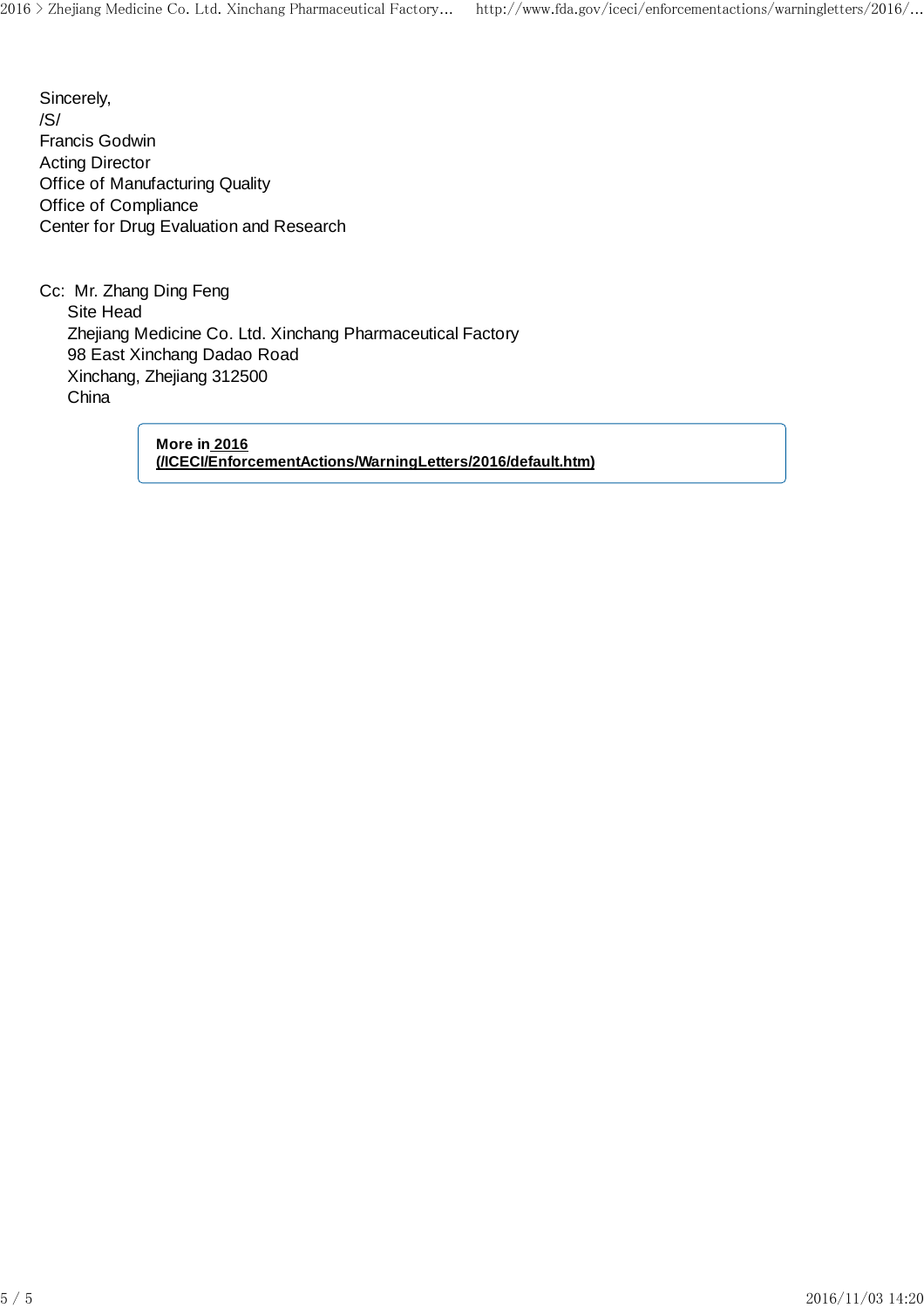Sincerely,
/S/
Francis Godwin
Acting Director
Office of Manufacturing Quality
Office of Compliance
Center for Drug Evaluation and Research

Cc: Mr. Zhang Ding Feng
Site Head
Zhejiang Medicine Co. Ltd. Xinchang Pharmaceutical Factory
98 East Xinchang Dadao Road
Xinchang, Zhejiang 312500
China

**More in 2016 (/ICECI/EnforcementActions/WarningLetters/2016/default.htm)**